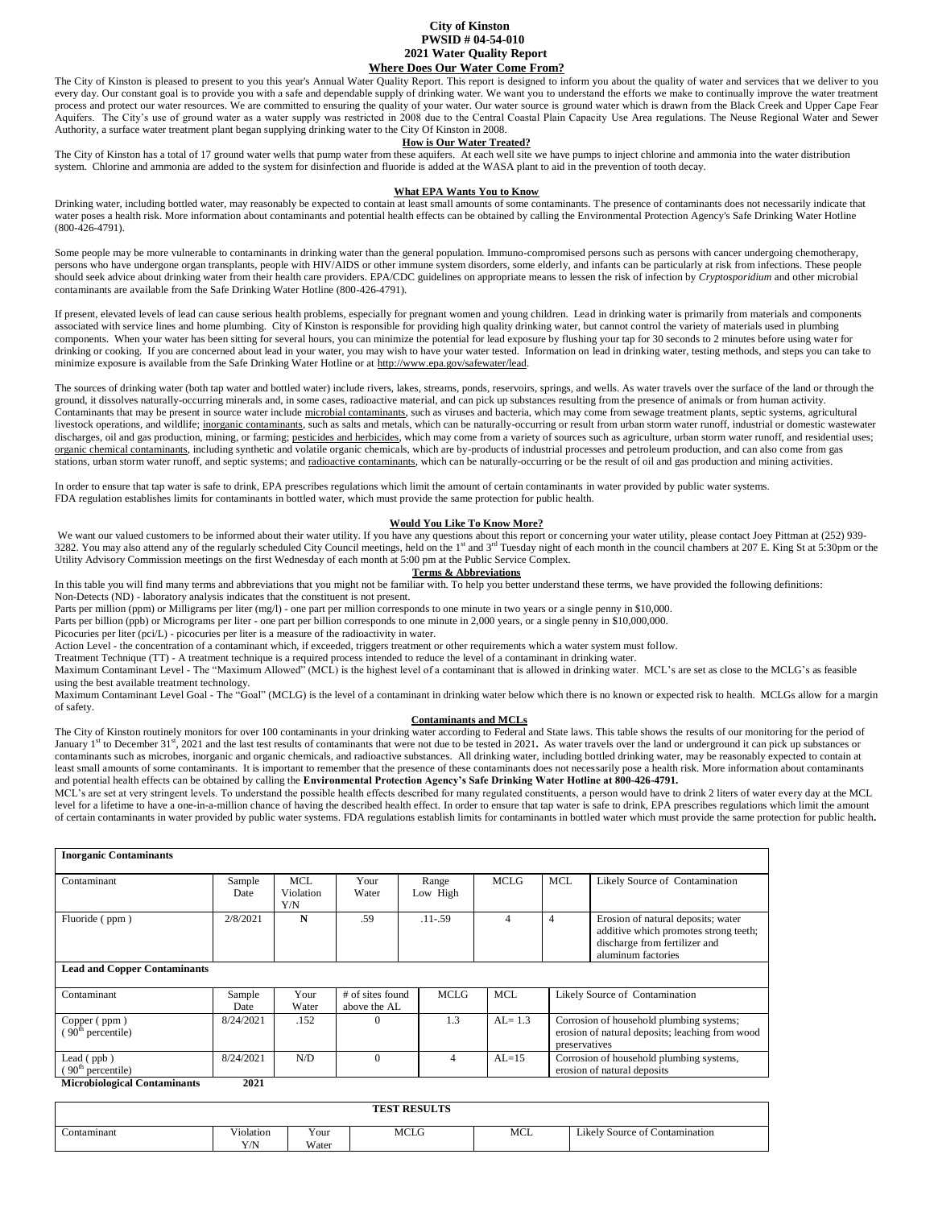# City of Kinston
## PWSID # 04-54-010
## 2021 Water Quality Report

### Where Does Our Water Come From?

The City of Kinston is pleased to present to you this year's Annual Water Quality Report. This report is designed to inform you about the quality of water and services that we deliver to you every day. Our constant goal is to provide you with a safe and dependable supply of drinking water. We want you to understand the efforts we make to continually improve the water treatment process and protect our water resources. We are committed to ensuring the quality of your water. Our water source is ground water which is drawn from the Black Creek and Upper Cape Fear Aquifers. The City's use of ground water as a water supply was restricted in 2008 due to the Central Coastal Plain Capacity Use Area regulations. The Neuse Regional Water and Sewer Authority, a surface water treatment plant began supplying drinking water to the City Of Kinston in 2008.

### How is Our Water Treated?

The City of Kinston has a total of 17 ground water wells that pump water from these aquifers. At each well site we have pumps to inject chlorine and ammonia into the water distribution system. Chlorine and ammonia are added to the system for disinfection and fluoride is added at the WASA plant to aid in the prevention of tooth decay.

### What EPA Wants You to Know

Drinking water, including bottled water, may reasonably be expected to contain at least small amounts of some contaminants. The presence of contaminants does not necessarily indicate that water poses a health risk. More information about contaminants and potential health effects can be obtained by calling the Environmental Protection Agency's Safe Drinking Water Hotline (800-426-4791).

Some people may be more vulnerable to contaminants in drinking water than the general population. Immuno-compromised persons such as persons with cancer undergoing chemotherapy, persons who have undergone organ transplants, people with HIV/AIDS or other immune system disorders, some elderly, and infants can be particularly at risk from infections. These people should seek advice about drinking water from their health care providers. EPA/CDC guidelines on appropriate means to lessen the risk of infection by *Cryptosporidium* and other microbial contaminants are available from the Safe Drinking Water Hotline (800-426-4791).

If present, elevated levels of lead can cause serious health problems, especially for pregnant women and young children. Lead in drinking water is primarily from materials and components associated with service lines and home plumbing. City of Kinston is responsible for providing high quality drinking water, but cannot control the variety of materials used in plumbing components. When your water has been sitting for several hours, you can minimize the potential for lead exposure by flushing your tap for 30 seconds to 2 minutes before using water for drinking or cooking. If you are concerned about lead in your water, you may wish to have your water tested. Information on lead in drinking water, testing methods, and steps you can take to minimize exposure is available from the Safe Drinking Water Hotline or at http://www.epa.gov/safewater/lead.

The sources of drinking water (both tap water and bottled water) include rivers, lakes, streams, ponds, reservoirs, springs, and wells. As water travels over the surface of the land or through the ground, it dissolves naturally-occurring minerals and, in some cases, radioactive material, and can pick up substances resulting from the presence of animals or from human activity. Contaminants that may be present in source water include microbial contaminants, such as viruses and bacteria, which may come from sewage treatment plants, septic systems, agricultural livestock operations, and wildlife; inorganic contaminants, such as salts and metals, which can be naturally-occurring or result from urban storm water runoff, industrial or domestic wastewater discharges, oil and gas production, mining, or farming; pesticides and herbicides, which may come from a variety of sources such as agriculture, urban storm water runoff, and residential uses; organic chemical contaminants, including synthetic and volatile organic chemicals, which are by-products of industrial processes and petroleum production, and can also come from gas stations, urban storm water runoff, and septic systems; and radioactive contaminants, which can be naturally-occurring or be the result of oil and gas production and mining activities.

In order to ensure that tap water is safe to drink, EPA prescribes regulations which limit the amount of certain contaminants in water provided by public water systems. FDA regulation establishes limits for contaminants in bottled water, which must provide the same protection for public health.

### Would You Like To Know More?

We want our valued customers to be informed about their water utility. If you have any questions about this report or concerning your water utility, please contact Joey Pittman at (252) 939-3282. You may also attend any of the regularly scheduled City Council meetings, held on the 1st and 3rd Tuesday night of each month in the council chambers at 207 E. King St at 5:30pm or the Utility Advisory Commission meetings on the first Wednesday of each month at 5:00 pm at the Public Service Complex.

### Terms & Abbreviations

In this table you will find many terms and abbreviations that you might not be familiar with. To help you better understand these terms, we have provided the following definitions:

Non-Detects (ND) - laboratory analysis indicates that the constituent is not present.

Parts per million (ppm) or Milligrams per liter (mg/l) - one part per million corresponds to one minute in two years or a single penny in $10,000.

Parts per billion (ppb) or Micrograms per liter - one part per billion corresponds to one minute in 2,000 years, or a single penny in $10,000,000.

Picocuries per liter (pci/L) - picocuries per liter is a measure of the radioactivity in water.

Action Level - the concentration of a contaminant which, if exceeded, triggers treatment or other requirements which a water system must follow.

Treatment Technique (TT) - A treatment technique is a required process intended to reduce the level of a contaminant in drinking water.

Maximum Contaminant Level - The "Maximum Allowed" (MCL) is the highest level of a contaminant that is allowed in drinking water. MCL's are set as close to the MCLG's as feasible using the best available treatment technology.

Maximum Contaminant Level Goal - The "Goal" (MCLG) is the level of a contaminant in drinking water below which there is no known or expected risk to health. MCLGs allow for a margin of safety.

### Contaminants and MCLs

The City of Kinston routinely monitors for over 100 contaminants in your drinking water according to Federal and State laws. This table shows the results of our monitoring for the period of January 1st to December 31st, 2021 and the last test results of contaminants that were not due to be tested in 2021**.** As water travels over the land or underground it can pick up substances or contaminants such as microbes, inorganic and organic chemicals, and radioactive substances. All drinking water, including bottled drinking water, may be reasonably expected to contain at least small amounts of some contaminants. It is important to remember that the presence of these contaminants does not necessarily pose a health risk. More information about contaminants and potential health effects can be obtained by calling the **Environmental Protection Agency's Safe Drinking Water Hotline at 800-426-4791.**

MCL's are set at very stringent levels. To understand the possible health effects described for many regulated constituents, a person would have to drink 2 liters of water every day at the MCL level for a lifetime to have a one-in-a-million chance of having the described health effect. In order to ensure that tap water is safe to drink, EPA prescribes regulations which limit the amount of certain contaminants in water provided by public water systems. FDA regulations establish limits for contaminants in bottled water which must provide the same protection for public health**.**

**Inorganic Contaminants**

| Contaminant | Sample Date | MCL Violation Y/N | Your Water | Range Low High | MCLG | MCL | Likely Source of Contamination |
|---|---|---|---|---|---|---|---|
| Fluoride ( ppm ) | 2/8/2021 | **N** | .59 | .11-.59 | 4 | 4 | Erosion of natural deposits; water additive which promotes strong teeth; discharge from fertilizer and aluminum factories |

**Lead and Copper Contaminants**

| Contaminant | Sample Date | Your Water | # of sites found above the AL | MCLG | MCL | Likely Source of Contamination |
|---|---|---|---|---|---|---|
| Copper ( ppm ) ( 90th percentile) | 8/24/2021 | .152 | 0 | 1.3 | AL= 1.3 | Corrosion of household plumbing systems; erosion of natural deposits; leaching from wood preservatives |
| Lead ( ppb ) ( 90th percentile) | 8/24/2021 | N/D | 0 | 4 | AL=15 | Corrosion of household plumbing systems, erosion of natural deposits |

**Microbiological Contaminants 2021**

| TEST RESULTS | | | | | |
|---|---|---|---|---|---|
| Contaminant | Violation Y/N | Your Water | MCLG | MCL | Likely Source of Contamination |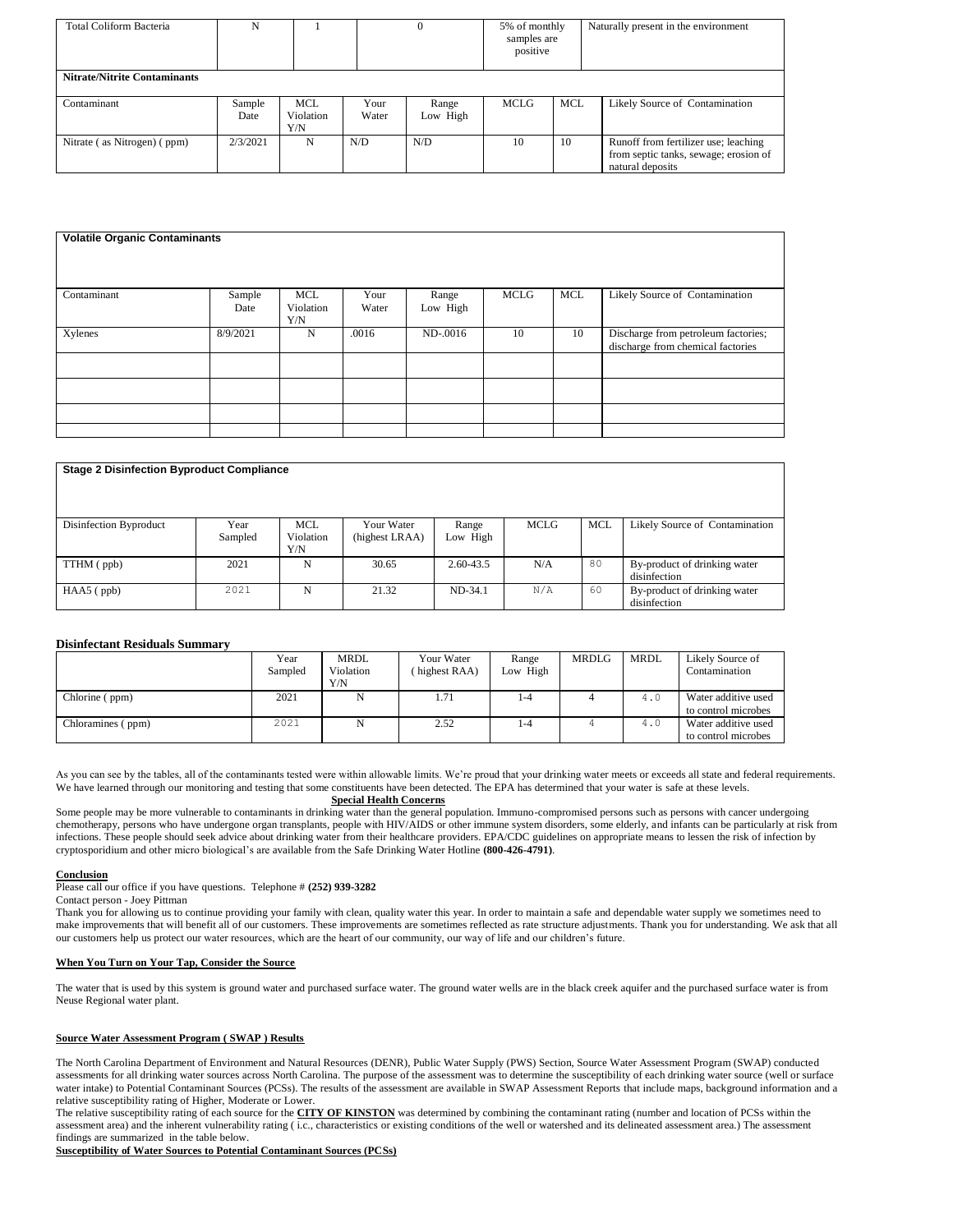| Total Coliform Bacteria | N | 1 | 0 | | 5% of monthly samples are positive | | Naturally present in the environment |
|---|---|---|---|---|---|---|---|
| **Nitrate/Nitrite Contaminants** | | | | | | | |
| Contaminant | Sample Date | MCL Violation Y/N | Your Water | Range Low High | MCLG | MCL | Likely Source of Contamination |
| Nitrate ( as Nitrogen) ( ppm) | 2/3/2021 | N | N/D | N/D | 10 | 10 | Runoff from fertilizer use; leaching from septic tanks, sewage; erosion of natural deposits |

| **Volatile Organic Contaminants** | | | | | | | |
|---|---|---|---|---|---|---|---|
| Contaminant | Sample Date | MCL Violation Y/N | Your Water | Range Low High | MCLG | MCL | Likely Source of Contamination |
| Xylenes | 8/9/2021 | N | .0016 | ND-.0016 | 10 | 10 | Discharge from petroleum factories; discharge from chemical factories |
| | | | | | | | |
| | | | | | | | |
| | | | | | | | |
| | | | | | | | |

| **Stage 2 Disinfection Byproduct Compliance** | | | | | | | |
|---|---|---|---|---|---|---|---|
| Disinfection Byproduct | Year Sampled | MCL Violation Y/N | Your Water (highest LRAA) | Range Low High | MCLG | MCL | Likely Source of Contamination |
| TTHM ( ppb) | 2021 | N | 30.65 | 2.60-43.5 | N/A | 80 | By-product of drinking water disinfection |
| HAA5 ( ppb) | 2021 | N | 21.32 | ND-34.1 | N/A | 60 | By-product of drinking water disinfection |

**Disinfectant Residuals Summary**

| | Year Sampled | MRDL Violation Y/N | Your Water ( highest RAA) | Range Low High | MRDLG | MRDL | Likely Source of Contamination |
|---|---|---|---|---|---|---|---|
| Chlorine ( ppm) | 2021 | N | 1.71 | 1-4 | 4 | 4.0 | Water additive used to control microbes |
| Chloramines ( ppm) | 2021 | N | 2.52 | 1-4 | 4 | 4.0 | Water additive used to control microbes |

As you can see by the tables, all of the contaminants tested were within allowable limits. We're proud that your drinking water meets or exceeds all state and federal requirements. We have learned through our monitoring and testing that some constituents have been detected. The EPA has determined that your water is safe at these levels.

**Special Health Concerns**

Some people may be more vulnerable to contaminants in drinking water than the general population. Immuno-compromised persons such as persons with cancer undergoing chemotherapy, persons who have undergone organ transplants, people with HIV/AIDS or other immune system disorders, some elderly, and infants can be particularly at risk from infections. These people should seek advice about drinking water from their healthcare providers. EPA/CDC guidelines on appropriate means to lessen the risk of infection by cryptosporidium and other micro biological's are available from the Safe Drinking Water Hotline **(800-426-4791)**.

**Conclusion**

Please call our office if you have questions. Telephone # **(252) 939-3282**

Contact person - Joey Pittman

Thank you for allowing us to continue providing your family with clean, quality water this year. In order to maintain a safe and dependable water supply we sometimes need to make improvements that will benefit all of our customers. These improvements are sometimes reflected as rate structure adjustments. Thank you for understanding. We ask that all our customers help us protect our water resources, which are the heart of our community, our way of life and our children's future.

**When You Turn on Your Tap, Consider the Source**

The water that is used by this system is ground water and purchased surface water. The ground water wells are in the black creek aquifer and the purchased surface water is from Neuse Regional water plant.

**Source Water Assessment Program ( SWAP ) Results**

The North Carolina Department of Environment and Natural Resources (DENR), Public Water Supply (PWS) Section, Source Water Assessment Program (SWAP) conducted assessments for all drinking water sources across North Carolina. The purpose of the assessment was to determine the susceptibility of each drinking water source (well or surface water intake) to Potential Contaminant Sources (PCSs). The results of the assessment are available in SWAP Assessment Reports that include maps, background information and a relative susceptibility rating of Higher, Moderate or Lower.

The relative susceptibility rating of each source for the **CITY OF KINSTON** was determined by combining the contaminant rating (number and location of PCSs within the assessment area) and the inherent vulnerability rating ( i.e., characteristics or existing conditions of the well or watershed and its delineated assessment area.) The assessment findings are summarized in the table below.

**Susceptibility of Water Sources to Potential Contaminant Sources (PCSs)**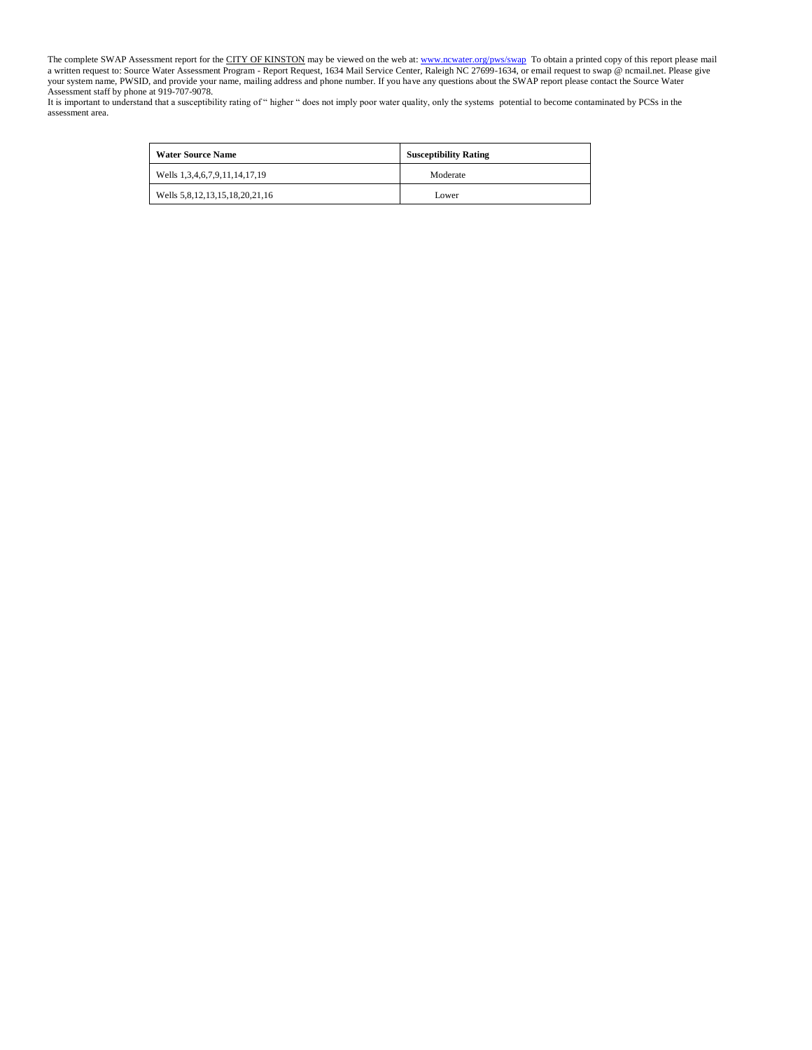The complete SWAP Assessment report for the CITY OF KINSTON may be viewed on the web at: www.ncwater.org/pws/swap To obtain a printed copy of this report please mail a written request to: Source Water Assessment Program - Report Request, 1634 Mail Service Center, Raleigh NC 27699-1634, or email request to swap @ ncmail.net. Please give your system name, PWSID, and provide your name, mailing address and phone number. If you have any questions about the SWAP report please contact the Source Water Assessment staff by phone at 919-707-9078.

It is important to understand that a susceptibility rating of " higher " does not imply poor water quality, only the systems potential to become contaminated by PCSs in the assessment area.

| Water Source Name | Susceptibility Rating |
| --- | --- |
| Wells 1,3,4,6,7,9,11,14,17,19 | Moderate |
| Wells 5,8,12,13,15,18,20,21,16 | Lower |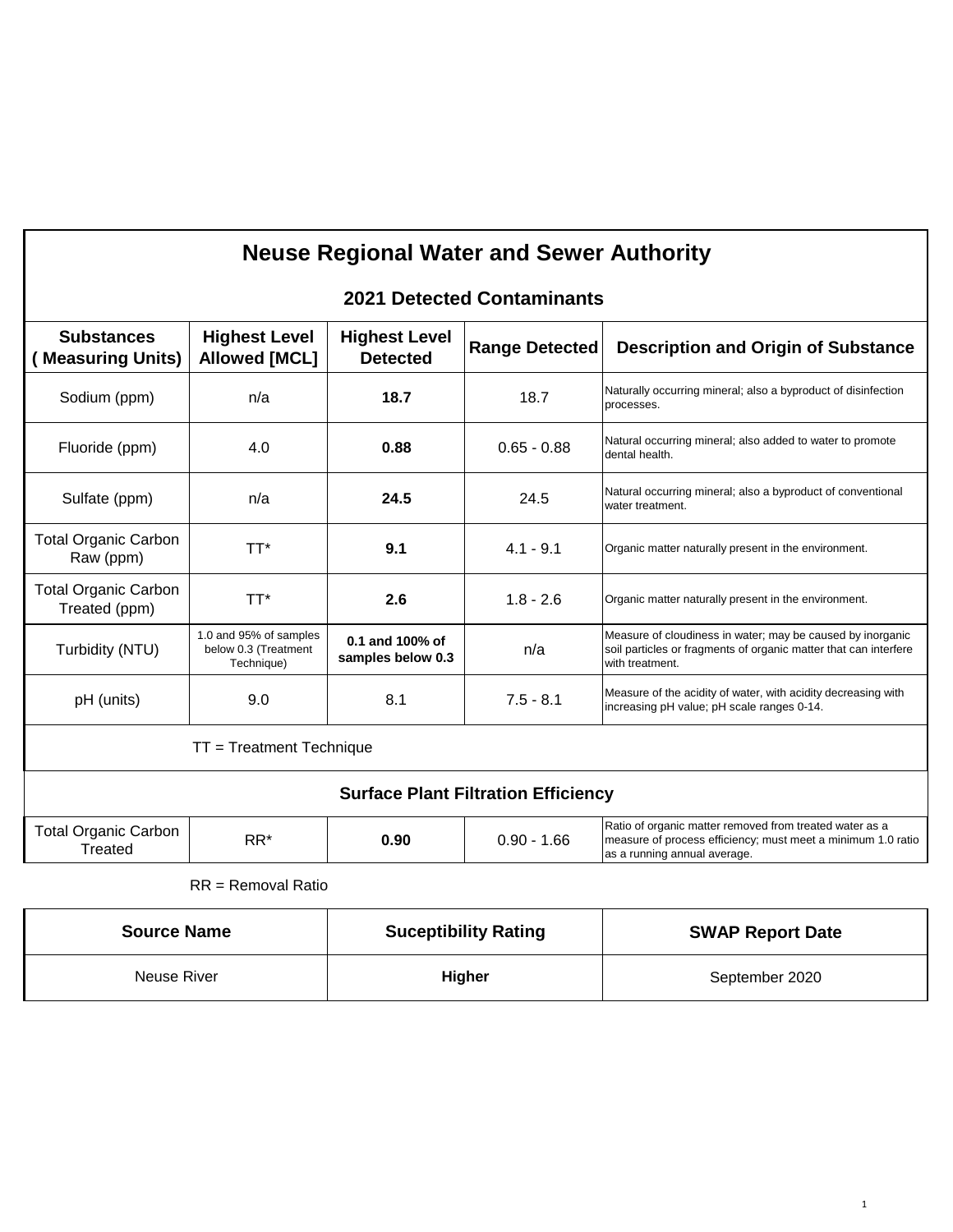# Neuse Regional Water and Sewer Authority

## 2021 Detected Contaminants

| Substances ( Measuring Units) | Highest Level Allowed [MCL] | Highest Level Detected | Range Detected | Description and Origin of Substance |
|---|---|---|---|---|
| Sodium (ppm) | n/a | **18.7** | 18.7 | Naturally occurring mineral; also a byproduct of disinfection processes. |
| Fluoride (ppm) | 4.0 | **0.88** | 0.65 - 0.88 | Natural occurring mineral; also added to water to promote dental health. |
| Sulfate (ppm) | n/a | **24.5** | 24.5 | Natural occurring mineral; also a byproduct of conventional water treatment. |
| Total Organic Carbon Raw (ppm) | TT* | **9.1** | 4.1 - 9.1 | Organic matter naturally present in the environment. |
| Total Organic Carbon Treated (ppm) | TT* | **2.6** | 1.8 - 2.6 | Organic matter naturally present in the environment. |
| Turbidity (NTU) | 1.0 and 95% of samples below 0.3 (Treatment Technique) | **0.1 and 100% of samples below 0.3** | n/a | Measure of cloudiness in water; may be caused by inorganic soil particles or fragments of organic matter that can interfere with treatment. |
| pH (units) | 9.0 | 8.1 | 7.5 - 8.1 | Measure of the acidity of water, with acidity decreasing with increasing pH value; pH scale ranges 0-14. |

TT = Treatment Technique

### Surface Plant Filtration Efficiency

| | | | | |
|---|---|---|---|---|
| Total Organic Carbon Treated | RR* | **0.90** | 0.90 - 1.66 | Ratio of organic matter removed from treated water as a measure of process efficiency; must meet a minimum 1.0 ratio as a running annual average. |

RR = Removal Ratio

| Source Name | Suceptibility Rating | SWAP Report Date |
|---|---|---|
| Neuse River | **Higher** | September 2020 |